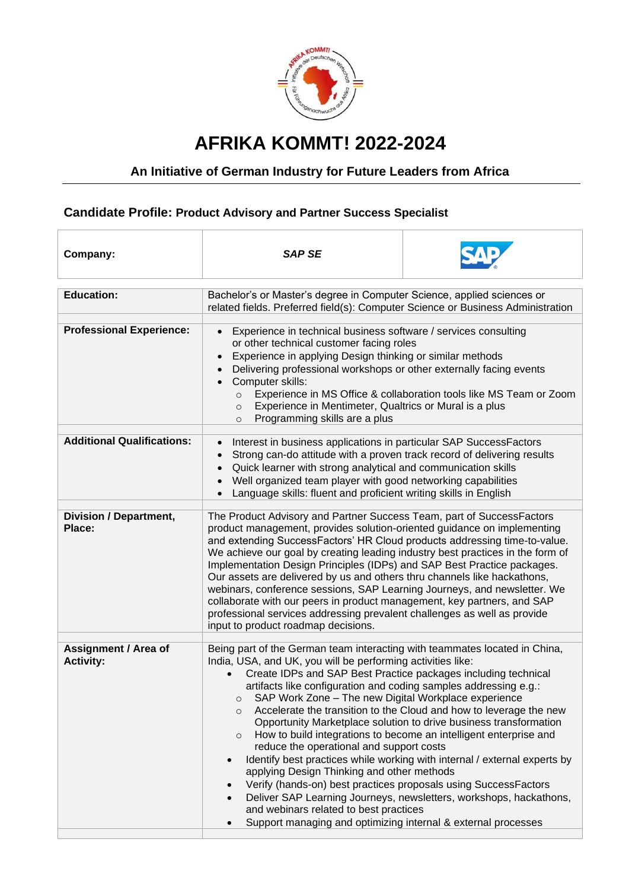# AFRIKA KOMMT! 2022-2024

## An Initiative of German Industry for Future Leaders from Africa

### Candidate Profile: Product Advisory and Partner Success Specialist

| | | |
|---|---|---|
| **Company:** | *SAP SE* | |

| | |
|---|---|
| **Education:** | Bachelor's or Master's degree in Computer Science, applied sciences or related fields. Preferred field(s): Computer Science or Business Administration |
| **Professional Experience:** | • Experience in technical business software / services consulting or other technical customer facing roles<br>• Experience in applying Design thinking or similar methods<br>• Delivering professional workshops or other externally facing events<br>• Computer skills:<br>  ○ Experience in MS Office & collaboration tools like MS Team or Zoom<br>  ○ Experience in Mentimeter, Qualtrics or Mural is a plus<br>  ○ Programming skills are a plus |
| **Additional Qualifications:** | • Interest in business applications in particular SAP SuccessFactors<br>• Strong can-do attitude with a proven track record of delivering results<br>• Quick learner with strong analytical and communication skills<br>• Well organized team player with good networking capabilities<br>• Language skills: fluent and proficient writing skills in English |
| **Division / Department, Place:** | The Product Advisory and Partner Success Team, part of SuccessFactors product management, provides solution-oriented guidance on implementing and extending SuccessFactors' HR Cloud products addressing time-to-value. We achieve our goal by creating leading industry best practices in the form of Implementation Design Principles (IDPs) and SAP Best Practice packages. Our assets are delivered by us and others thru channels like hackathons, webinars, conference sessions, SAP Learning Journeys, and newsletter. We collaborate with our peers in product management, key partners, and SAP professional services addressing prevalent challenges as well as provide input to product roadmap decisions. |
| **Assignment / Area of Activity:** | Being part of the German team interacting with teammates located in China, India, USA, and UK, you will be performing activities like:<br>• Create IDPs and SAP Best Practice packages including technical artifacts like configuration and coding samples addressing e.g.:<br>  ○ SAP Work Zone – The new Digital Workplace experience<br>  ○ Accelerate the transition to the Cloud and how to leverage the new Opportunity Marketplace solution to drive business transformation<br>  ○ How to build integrations to become an intelligent enterprise and reduce the operational and support costs<br>• Identify best practices while working with internal / external experts by applying Design Thinking and other methods<br>• Verify (hands-on) best practices proposals using SuccessFactors<br>• Deliver SAP Learning Journeys, newsletters, workshops, hackathons, and webinars related to best practices<br>• Support managing and optimizing internal & external processes |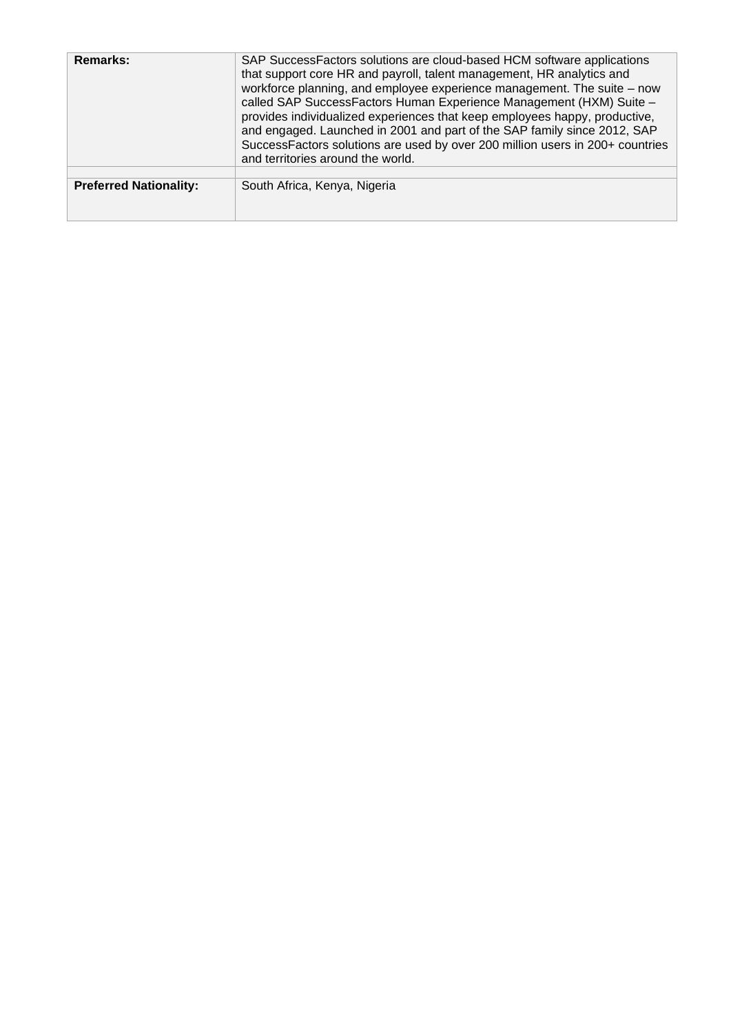| | |
|---|---|
| **Remarks:** | SAP SuccessFactors solutions are cloud-based HCM software applications that support core HR and payroll, talent management, HR analytics and workforce planning, and employee experience management. The suite – now called SAP SuccessFactors Human Experience Management (HXM) Suite – provides individualized experiences that keep employees happy, productive, and engaged. Launched in 2001 and part of the SAP family since 2012, SAP SuccessFactors solutions are used by over 200 million users in 200+ countries and territories around the world. |
| | |
| **Preferred Nationality:** | South Africa, Kenya, Nigeria |